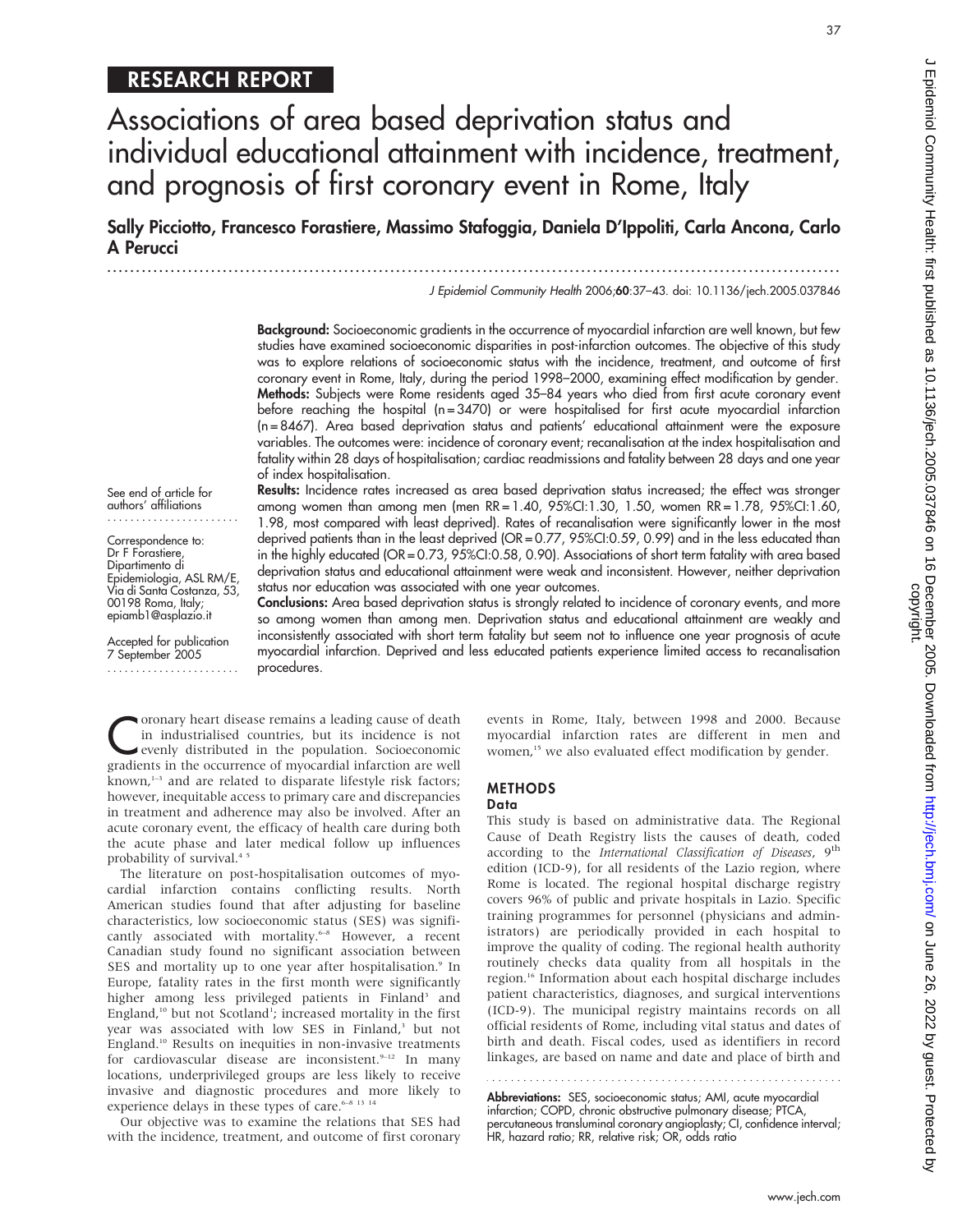## RESEARCH REPORT

# Associations of area based deprivation status and individual educational attainment with incidence, treatment, and prognosis of first coronary event in Rome, Italy

**Sally Picciotto, Francesco Forastiere, Massimo Stafoggia, Daniela D'Ippoliti, Carla Ancona, Carlo A Perucci**

*J Epidemiol Community Health* 2006;**60**:37–43. doi: 10.1136/jech.2005.037846

See end of article for authors' affiliations

Correspondence to: Dr F Forastiere, Dipartimento di Epidemiologia, ASL RM/E, Via di Santa Costanza, 53, 00198 Roma, Italy; epiamb1@asplazio.it

Accepted for publication 7 September 2005

**Background:** Socioeconomic gradients in the occurrence of myocardial infarction are well known, but few studies have examined socioeconomic disparities in post-infarction outcomes. The objective of this study was to explore relations of socioeconomic status with the incidence, treatment, and outcome of first coronary event in Rome, Italy, during the period 1998–2000, examining effect modification by gender.

**Methods:** Subjects were Rome residents aged 35–84 years who died from first acute coronary event before reaching the hospital (n = 3470) or were hospitalised for first acute myocardial infarction (n = 8467). Area based deprivation status and patients' educational attainment were the exposure variables. The outcomes were: incidence of coronary event; recanalisation at the index hospitalisation and fatality within 28 days of hospitalisation; cardiac readmissions and fatality between 28 days and one year of index hospitalisation.

**Results:** Incidence rates increased as area based deprivation status increased; the effect was stronger among women than among men (men RR = 1.40, 95%CI:1.30, 1.50, women RR = 1.78, 95%CI:1.60, 1.98, most compared with least deprived). Rates of recanalisation were significantly lower in the most deprived patients than in the least deprived (OR = 0.77, 95%CI:0.59, 0.99) and in the less educated than in the highly educated (OR = 0.73, 95%CI:0.58, 0.90). Associations of short term fatality with area based deprivation status and educational attainment were weak and inconsistent. However, neither deprivation status nor education was associated with one year outcomes.

**Conclusions:** Area based deprivation status is strongly related to incidence of coronary events, and more so among women than among men. Deprivation status and educational attainment are weakly and inconsistently associated with short term fatality but seem not to influence one year prognosis of acute myocardial infarction. Deprived and less educated patients experience limited access to recanalisation procedures.

Coronary heart disease remains a leading cause of death in industrialised countries, but its incidence is not evenly distributed in the population. Socioeconomic gradients in the occurrence of myocardial infarction are well known,[1–3] and are related to disparate lifestyle risk factors; however, inequitable access to primary care and discrepancies in treatment and adherence may also be involved. After an acute coronary event, the efficacy of health care during both the acute phase and later medical follow up influences probability of survival.[4 5]

The literature on post-hospitalisation outcomes of myocardial infarction contains conflicting results. North American studies found that after adjusting for baseline characteristics, low socioeconomic status (SES) was significantly associated with mortality.[6–8] However, a recent Canadian study found no significant association between SES and mortality up to one year after hospitalisation.[9] In Europe, fatality rates in the first month were significantly higher among less privileged patients in Finland[3] and England,[10] but not Scotland[1]; increased mortality in the first year was associated with low SES in Finland,[3] but not England.[10] Results on inequities in non-invasive treatments for cardiovascular disease are inconsistent.[9–12] In many locations, underprivileged groups are less likely to receive invasive and diagnostic procedures and more likely to experience delays in these types of care.[6–8 13 14]

Our objective was to examine the relations that SES had with the incidence, treatment, and outcome of first coronary events in Rome, Italy, between 1998 and 2000. Because myocardial infarction rates are different in men and women,[15] we also evaluated effect modification by gender.

## METHODS

### Data

This study is based on administrative data. The Regional Cause of Death Registry lists the causes of death, coded according to the *International Classification of Diseases*, 9[th] edition (ICD-9), for all residents of the Lazio region, where Rome is located. The regional hospital discharge registry covers 96% of public and private hospitals in Lazio. Specific training programmes for personnel (physicians and administrators) are periodically provided in each hospital to improve the quality of coding. The regional health authority routinely checks data quality from all hospitals in the region.[16] Information about each hospital discharge includes patient characteristics, diagnoses, and surgical interventions (ICD-9). The municipal registry maintains records on all official residents of Rome, including vital status and dates of birth and death. Fiscal codes, used as identifiers in record linkages, are based on name and date and place of birth and

**Abbreviations:** SES, socioeconomic status; AMI, acute myocardial infarction; COPD, chronic obstructive pulmonary disease; PTCA, percutaneous transluminal coronary angioplasty; CI, confidence interval; HR, hazard ratio; RR, relative risk; OR, odds ratio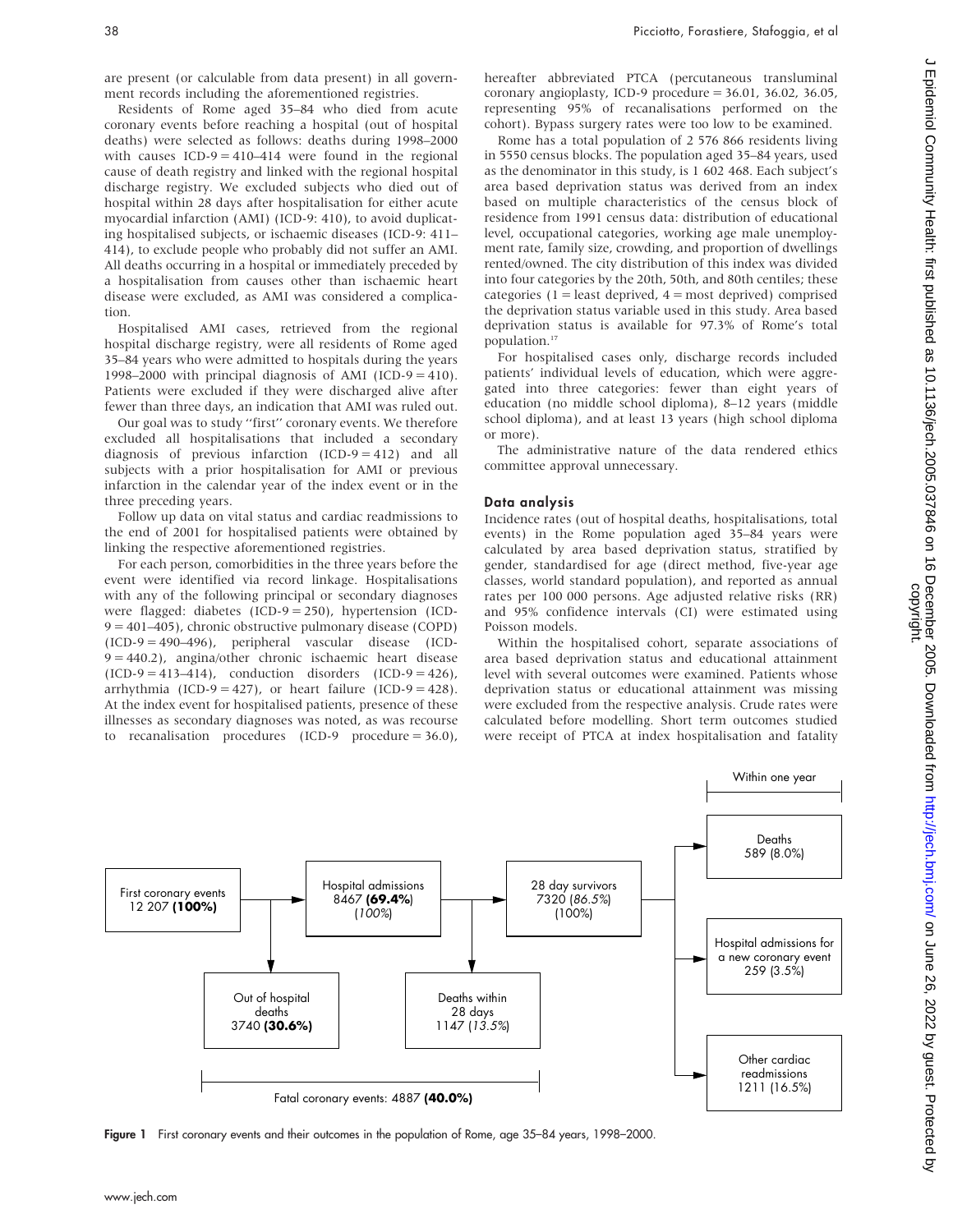are present (or calculable from data present) in all government records including the aforementioned registries.

Residents of Rome aged 35–84 who died from acute coronary events before reaching a hospital (out of hospital deaths) were selected as follows: deaths during 1998–2000 with causes ICD-9 = 410–414 were found in the regional cause of death registry and linked with the regional hospital discharge registry. We excluded subjects who died out of hospital within 28 days after hospitalisation for either acute myocardial infarction (AMI) (ICD-9: 410), to avoid duplicating hospitalised subjects, or ischaemic diseases (ICD-9: 411–414), to exclude people who probably did not suffer an AMI. All deaths occurring in a hospital or immediately preceded by a hospitalisation from causes other than ischaemic heart disease were excluded, as AMI was considered a complication.

Hospitalised AMI cases, retrieved from the regional hospital discharge registry, were all residents of Rome aged 35–84 years who were admitted to hospitals during the years 1998–2000 with principal diagnosis of AMI (ICD-9 = 410). Patients were excluded if they were discharged alive after fewer than three days, an indication that AMI was ruled out.

Our goal was to study "first" coronary events. We therefore excluded all hospitalisations that included a secondary diagnosis of previous infarction (ICD-9 = 412) and all subjects with a prior hospitalisation for AMI or previous infarction in the calendar year of the index event or in the three preceding years.

Follow up data on vital status and cardiac readmissions to the end of 2001 for hospitalised patients were obtained by linking the respective aforementioned registries.

For each person, comorbidities in the three years before the event were identified via record linkage. Hospitalisations with any of the following principal or secondary diagnoses were flagged: diabetes (ICD-9 = 250), hypertension (ICD-9 = 401–405), chronic obstructive pulmonary disease (COPD) (ICD-9 = 490–496), peripheral vascular disease (ICD-9 = 440.2), angina/other chronic ischaemic heart disease (ICD-9 = 413–414), conduction disorders (ICD-9 = 426), arrhythmia (ICD-9 = 427), or heart failure (ICD-9 = 428). At the index event for hospitalised patients, presence of these illnesses as secondary diagnoses was noted, as was recourse to recanalisation procedures (ICD-9 procedure = 36.0), hereafter abbreviated PTCA (percutaneous transluminal coronary angioplasty, ICD-9 procedure = 36.01, 36.02, 36.05, representing 95% of recanalisations performed on the cohort). Bypass surgery rates were too low to be examined.

Rome has a total population of 2 576 866 residents living in 5550 census blocks. The population aged 35–84 years, used as the denominator in this study, is 1 602 468. Each subject's area based deprivation status was derived from an index based on multiple characteristics of the census block of residence from 1991 census data: distribution of educational level, occupational categories, working age male unemployment rate, family size, crowding, and proportion of dwellings rented/owned. The city distribution of this index was divided into four categories by the 20th, 50th, and 80th centiles; these categories (1 = least deprived, 4 = most deprived) comprised the deprivation status variable used in this study. Area based deprivation status is available for 97.3% of Rome's total population.[17]

For hospitalised cases only, discharge records included patients' individual levels of education, which were aggregated into three categories: fewer than eight years of education (no middle school diploma), 8–12 years (middle school diploma), and at least 13 years (high school diploma or more).

The administrative nature of the data rendered ethics committee approval unnecessary.

## Data analysis

Incidence rates (out of hospital deaths, hospitalisations, total events) in the Rome population aged 35–84 years were calculated by area based deprivation status, stratified by gender, standardised for age (direct method, five-year age classes, world standard population), and reported as annual rates per 100 000 persons. Age adjusted relative risks (RR) and 95% confidence intervals (CI) were estimated using Poisson models.

Within the hospitalised cohort, separate associations of area based deprivation status and educational attainment level with several outcomes were examined. Patients whose deprivation status or educational attainment was missing were excluded from the respective analysis. Crude rates were calculated before modelling. Short term outcomes studied were receipt of PTCA at index hospitalisation and fatality

First coronary events 12 207 **(100%)** → Hospital admissions 8467 **(69.4%)** (*100%*) → 28 day survivors 7320 (*86.5%*) (100%)

Out of hospital deaths 3740 **(30.6%)**; Deaths within 28 days 1147 (*13.5%*)

Fatal coronary events: 4887 **(40.0%)**

Within one year: Deaths 589 (8.0%); Hospital admissions for a new coronary event 259 (3.5%); Other cardiac readmissions 1211 (16.5%)

**Figure 1** First coronary events and their outcomes in the population of Rome, age 35–84 years, 1998–2000.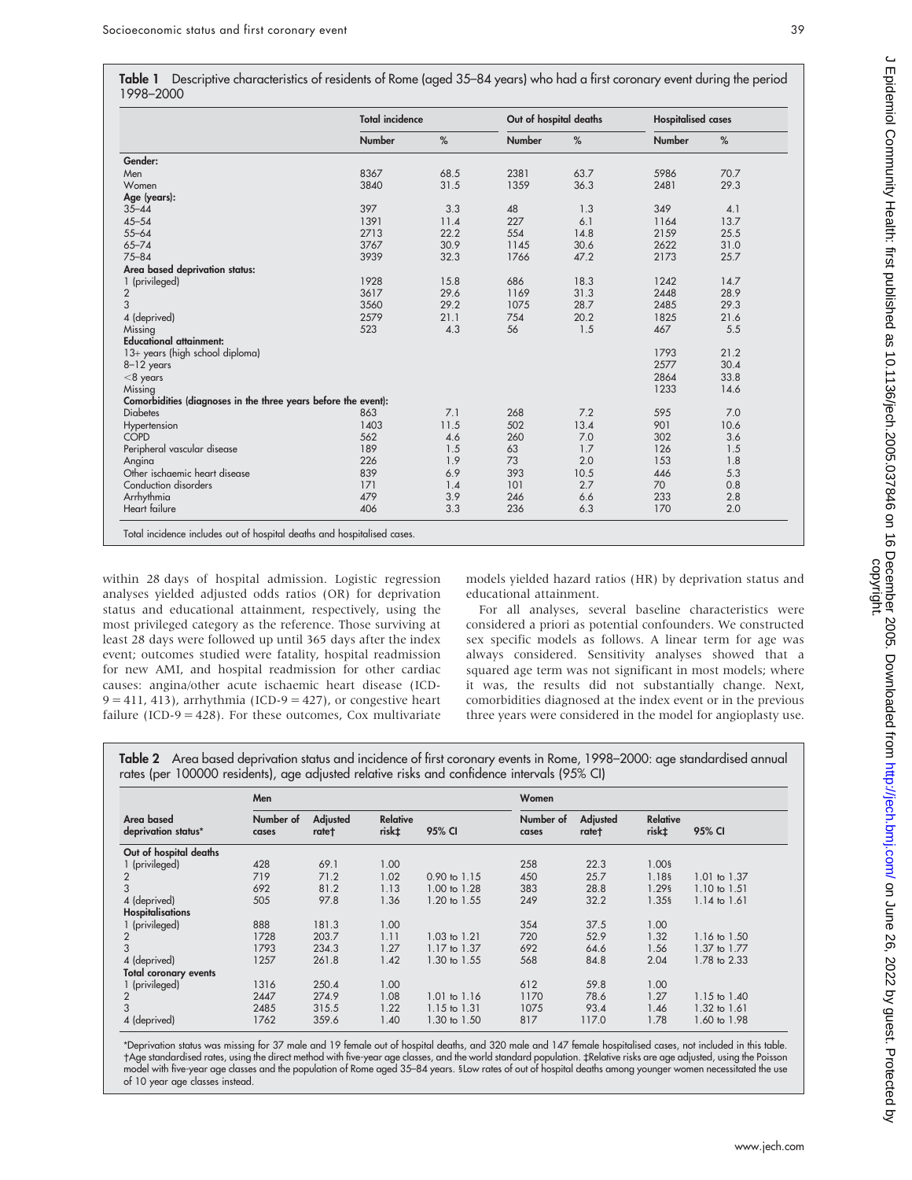**Table 1** Descriptive characteristics of residents of Rome (aged 35–84 years) who had a first coronary event during the period 1998–2000

| | Total incidence | | Out of hospital deaths | | Hospitalised cases | |
|---|---|---|---|---|---|---|
| | Number | % | Number | % | Number | % |
| **Gender:** | | | | | | |
| Men | 8367 | 68.5 | 2381 | 63.7 | 5986 | 70.7 |
| Women | 3840 | 31.5 | 1359 | 36.3 | 2481 | 29.3 |
| **Age (years):** | | | | | | |
| 35–44 | 397 | 3.3 | 48 | 1.3 | 349 | 4.1 |
| 45–54 | 1391 | 11.4 | 227 | 6.1 | 1164 | 13.7 |
| 55–64 | 2713 | 22.2 | 554 | 14.8 | 2159 | 25.5 |
| 65–74 | 3767 | 30.9 | 1145 | 30.6 | 2622 | 31.0 |
| 75–84 | 3939 | 32.3 | 1766 | 47.2 | 2173 | 25.7 |
| **Area based deprivation status:** | | | | | | |
| 1 (privileged) | 1928 | 15.8 | 686 | 18.3 | 1242 | 14.7 |
| 2 | 3617 | 29.6 | 1169 | 31.3 | 2448 | 28.9 |
| 3 | 3560 | 29.2 | 1075 | 28.7 | 2485 | 29.3 |
| 4 (deprived) | 2579 | 21.1 | 754 | 20.2 | 1825 | 21.6 |
| Missing | 523 | 4.3 | 56 | 1.5 | 467 | 5.5 |
| **Educational attainment:** | | | | | | |
| 13+ years (high school diploma) | | | | | 1793 | 21.2 |
| 8–12 years | | | | | 2577 | 30.4 |
| <8 years | | | | | 2864 | 33.8 |
| Missing | | | | | 1233 | 14.6 |
| **Comorbidities (diagnoses in the three years before the event):** | | | | | | |
| Diabetes | 863 | 7.1 | 268 | 7.2 | 595 | 7.0 |
| Hypertension | 1403 | 11.5 | 502 | 13.4 | 901 | 10.6 |
| COPD | 562 | 4.6 | 260 | 7.0 | 302 | 3.6 |
| Peripheral vascular disease | 189 | 1.5 | 63 | 1.7 | 126 | 1.5 |
| Angina | 226 | 1.9 | 73 | 2.0 | 153 | 1.8 |
| Other ischaemic heart disease | 839 | 6.9 | 393 | 10.5 | 446 | 5.3 |
| Conduction disorders | 171 | 1.4 | 101 | 2.7 | 70 | 0.8 |
| Arrhythmia | 479 | 3.9 | 246 | 6.6 | 233 | 2.8 |
| Heart failure | 406 | 3.3 | 236 | 6.3 | 170 | 2.0 |

Total incidence includes out of hospital deaths and hospitalised cases.

within 28 days of hospital admission. Logistic regression analyses yielded adjusted odds ratios (OR) for deprivation status and educational attainment, respectively, using the most privileged category as the reference. Those surviving at least 28 days were followed up until 365 days after the index event; outcomes studied were fatality, hospital readmission for new AMI, and hospital readmission for other cardiac causes: angina/other acute ischaemic heart disease (ICD-9 = 411, 413), arrhythmia (ICD-9 = 427), or congestive heart failure (ICD-9 = 428). For these outcomes, Cox multivariate models yielded hazard ratios (HR) by deprivation status and educational attainment.

For all analyses, several baseline characteristics were considered a priori as potential confounders. We constructed sex specific models as follows. A linear term for age was always considered. Sensitivity analyses showed that a squared age term was not significant in most models; where it was, the results did not substantially change. Next, comorbidities diagnosed at the index event or in the previous three years were considered in the model for angioplasty use.

**Table 2** Area based deprivation status and incidence of first coronary events in Rome, 1998–2000: age standardised annual rates (per 100000 residents), age adjusted relative risks and confidence intervals (95% CI)

| | Men | | | | Women | | | |
|---|---|---|---|---|---|---|---|---|
| Area based deprivation status* | Number of cases | Adjusted rate† | Relative risk‡ | 95% CI | Number of cases | Adjusted rate† | Relative risk‡ | 95% CI |
| **Out of hospital deaths** | | | | | | | | |
| 1 (privileged) | 428 | 69.1 | 1.00 | | 258 | 22.3 | 1.00§ | |
| 2 | 719 | 71.2 | 1.02 | 0.90 to 1.15 | 450 | 25.7 | 1.18§ | 1.01 to 1.37 |
| 3 | 692 | 81.2 | 1.13 | 1.00 to 1.28 | 383 | 28.8 | 1.29§ | 1.10 to 1.51 |
| 4 (deprived) | 505 | 97.8 | 1.36 | 1.20 to 1.55 | 249 | 32.2 | 1.35§ | 1.14 to 1.61 |
| **Hospitalisations** | | | | | | | | |
| 1 (privileged) | 888 | 181.3 | 1.00 | | 354 | 37.5 | 1.00 | |
| 2 | 1728 | 203.7 | 1.11 | 1.03 to 1.21 | 720 | 52.9 | 1.32 | 1.16 to 1.50 |
| 3 | 1793 | 234.3 | 1.27 | 1.17 to 1.37 | 692 | 64.6 | 1.56 | 1.37 to 1.77 |
| 4 (deprived) | 1257 | 261.8 | 1.42 | 1.30 to 1.55 | 568 | 84.8 | 2.04 | 1.78 to 2.33 |
| **Total coronary events** | | | | | | | | |
| 1 (privileged) | 1316 | 250.4 | 1.00 | | 612 | 59.8 | 1.00 | |
| 2 | 2447 | 274.9 | 1.08 | 1.01 to 1.16 | 1170 | 78.6 | 1.27 | 1.15 to 1.40 |
| 3 | 2485 | 315.5 | 1.22 | 1.15 to 1.31 | 1075 | 93.4 | 1.46 | 1.32 to 1.61 |
| 4 (deprived) | 1762 | 359.6 | 1.40 | 1.30 to 1.50 | 817 | 117.0 | 1.78 | 1.60 to 1.98 |

*Deprivation status was missing for 37 male and 19 female out of hospital deaths, and 320 male and 147 female hospitalised cases, not included in this table. †Age standardised rates, using the direct method with five-year age classes, and the world standard population. ‡Relative risks are age adjusted, using the Poisson model with five-year age classes and the population of Rome aged 35–84 years. §Low rates of out of hospital deaths among younger women necessitated the use of 10 year age classes instead.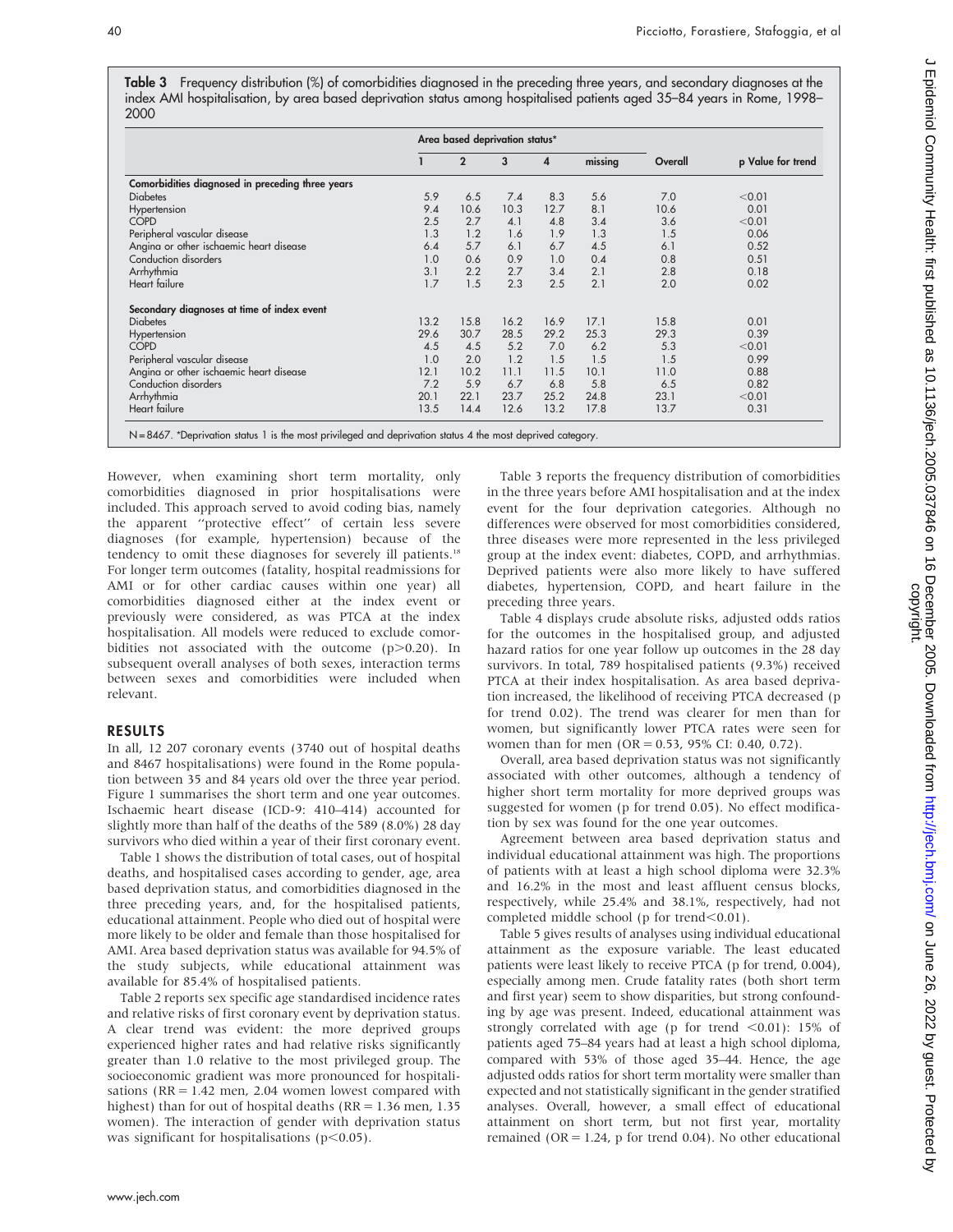**Table 3** Frequency distribution (%) of comorbidities diagnosed in the preceding three years, and secondary diagnoses at the index AMI hospitalisation, by area based deprivation status among hospitalised patients aged 35–84 years in Rome, 1998–2000

| | Area based deprivation status* | | | | | Overall | p Value for trend |
|---|---|---|---|---|---|---|---|
| | 1 | 2 | 3 | 4 | missing | | |
| **Comorbidities diagnosed in preceding three years** | | | | | | | |
| Diabetes | 5.9 | 6.5 | 7.4 | 8.3 | 5.6 | 7.0 | <0.01 |
| Hypertension | 9.4 | 10.6 | 10.3 | 12.7 | 8.1 | 10.6 | 0.01 |
| COPD | 2.5 | 2.7 | 4.1 | 4.8 | 3.4 | 3.6 | <0.01 |
| Peripheral vascular disease | 1.3 | 1.2 | 1.6 | 1.9 | 1.3 | 1.5 | 0.06 |
| Angina or other ischaemic heart disease | 6.4 | 5.7 | 6.1 | 6.7 | 4.5 | 6.1 | 0.52 |
| Conduction disorders | 1.0 | 0.6 | 0.9 | 1.0 | 0.4 | 0.8 | 0.51 |
| Arrhythmia | 3.1 | 2.2 | 2.7 | 3.4 | 2.1 | 2.8 | 0.18 |
| Heart failure | 1.7 | 1.5 | 2.3 | 2.5 | 2.1 | 2.0 | 0.02 |
| **Secondary diagnoses at time of index event** | | | | | | | |
| Diabetes | 13.2 | 15.8 | 16.2 | 16.9 | 17.1 | 15.8 | 0.01 |
| Hypertension | 29.6 | 30.7 | 28.5 | 29.2 | 25.3 | 29.3 | 0.39 |
| COPD | 4.5 | 4.5 | 5.2 | 7.0 | 6.2 | 5.3 | <0.01 |
| Peripheral vascular disease | 1.0 | 2.0 | 1.2 | 1.5 | 1.5 | 1.5 | 0.99 |
| Angina or other ischaemic heart disease | 12.1 | 10.2 | 11.1 | 11.5 | 10.1 | 11.0 | 0.88 |
| Conduction disorders | 7.2 | 5.9 | 6.7 | 6.8 | 5.8 | 6.5 | 0.82 |
| Arrhythmia | 20.1 | 22.1 | 23.7 | 25.2 | 24.8 | 23.1 | <0.01 |
| Heart failure | 13.5 | 14.4 | 12.6 | 13.2 | 17.8 | 13.7 | 0.31 |

N = 8467. *Deprivation status 1 is the most privileged and deprivation status 4 the most deprived category.

However, when examining short term mortality, only comorbidities diagnosed in prior hospitalisations were included. This approach served to avoid coding bias, namely the apparent "protective effect" of certain less severe diagnoses (for example, hypertension) because of the tendency to omit these diagnoses for severely ill patients.[18] For longer term outcomes (fatality, hospital readmissions for AMI or for other cardiac causes within one year) all comorbidities diagnosed either at the index event or previously were considered, as was PTCA at the index hospitalisation. All models were reduced to exclude comorbidities not associated with the outcome ($p>0.20$). In subsequent overall analyses of both sexes, interaction terms between sexes and comorbidities were included when relevant.

## RESULTS

In all, 12 207 coronary events (3740 out of hospital deaths and 8467 hospitalisations) were found in the Rome population between 35 and 84 years old over the three year period. Figure 1 summarises the short term and one year outcomes. Ischaemic heart disease (ICD-9: 410–414) accounted for slightly more than half of the deaths of the 589 (8.0%) 28 day survivors who died within a year of their first coronary event.

Table 1 shows the distribution of total cases, out of hospital deaths, and hospitalised cases according to gender, age, area based deprivation status, and comorbidities diagnosed in the three preceding years, and, for the hospitalised patients, educational attainment. People who died out of hospital were more likely to be older and female than those hospitalised for AMI. Area based deprivation status was available for 94.5% of the study subjects, while educational attainment was available for 85.4% of hospitalised patients.

Table 2 reports sex specific age standardised incidence rates and relative risks of first coronary event by deprivation status. A clear trend was evident: the more deprived groups experienced higher rates and had relative risks significantly greater than 1.0 relative to the most privileged group. The socioeconomic gradient was more pronounced for hospitalisations (RR = 1.42 men, 2.04 women lowest compared with highest) than for out of hospital deaths (RR = 1.36 men, 1.35 women). The interaction of gender with deprivation status was significant for hospitalisations ($p<0.05$).

Table 3 reports the frequency distribution of comorbidities in the three years before AMI hospitalisation and at the index event for the four deprivation categories. Although no differences were observed for most comorbidities considered, three diseases were more represented in the less privileged group at the index event: diabetes, COPD, and arrhythmias. Deprived patients were also more likely to have suffered diabetes, hypertension, COPD, and heart failure in the preceding three years.

Table 4 displays crude absolute risks, adjusted odds ratios for the outcomes in the hospitalised group, and adjusted hazard ratios for one year follow up outcomes in the 28 day survivors. In total, 789 hospitalised patients (9.3%) received PTCA at their index hospitalisation. As area based deprivation increased, the likelihood of receiving PTCA decreased (p for trend 0.02). The trend was clearer for men than for women, but significantly lower PTCA rates were seen for women than for men (OR = 0.53, 95% CI: 0.40, 0.72).

Overall, area based deprivation status was not significantly associated with other outcomes, although a tendency of higher short term mortality for more deprived groups was suggested for women (p for trend 0.05). No effect modification by sex was found for the one year outcomes.

Agreement between area based deprivation status and individual educational attainment was high. The proportions of patients with at least a high school diploma were 32.3% and 16.2% in the most and least affluent census blocks, respectively, while 25.4% and 38.1%, respectively, had not completed middle school (p for trend$<$0.01).

Table 5 gives results of analyses using individual educational attainment as the exposure variable. The least educated patients were least likely to receive PTCA (p for trend, 0.004), especially among men. Crude fatality rates (both short term and first year) seem to show disparities, but strong confounding by age was present. Indeed, educational attainment was strongly correlated with age (p for trend $<$0.01): 15% of patients aged 75–84 years had at least a high school diploma, compared with 53% of those aged 35–44. Hence, the age adjusted odds ratios for short term mortality were smaller than expected and not statistically significant in the gender stratified analyses. Overall, however, a small effect of educational attainment on short term, but not first year, mortality remained (OR = 1.24, p for trend 0.04). No other educational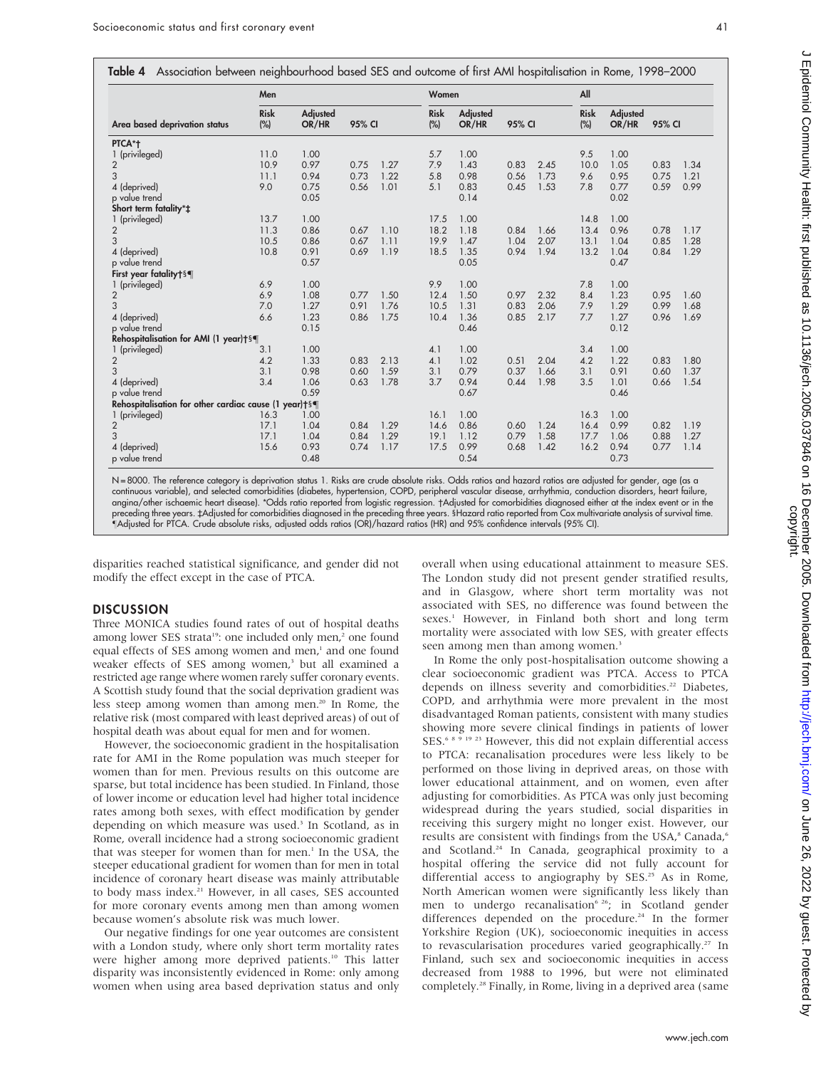**Table 4** Association between neighbourhood based SES and outcome of first AMI hospitalisation in Rome, 1998–2000

| | Men | | | | Women | | | | All | | | |
|---|---|---|---|---|---|---|---|---|---|---|---|---|
| Area based deprivation status | Risk (%) | Adjusted OR/HR | 95% CI | | Risk (%) | Adjusted OR/HR | 95% CI | | Risk (%) | Adjusted OR/HR | 95% CI | |
| **PTCA*†** | | | | | | | | | | | | |
| 1 (privileged) | 11.0 | 1.00 | | | 5.7 | 1.00 | | | 9.5 | 1.00 | | |
| 2 | 10.9 | 0.97 | 0.75 | 1.27 | 7.9 | 1.43 | 0.83 | 2.45 | 10.0 | 1.05 | 0.83 | 1.34 |
| 3 | 11.1 | 0.94 | 0.73 | 1.22 | 5.8 | 0.98 | 0.56 | 1.73 | 9.6 | 0.95 | 0.75 | 1.21 |
| 4 (deprived) | 9.0 | 0.75 | 0.56 | 1.01 | 5.1 | 0.83 | 0.45 | 1.53 | 7.8 | 0.77 | 0.59 | 0.99 |
| p value trend | | 0.05 | | | | 0.14 | | | | 0.02 | | |
| **Short term fatality*‡** | | | | | | | | | | | | |
| 1 (privileged) | 13.7 | 1.00 | | | 17.5 | 1.00 | | | 14.8 | 1.00 | | |
| 2 | 11.3 | 0.86 | 0.67 | 1.10 | 18.2 | 1.18 | 0.84 | 1.66 | 13.4 | 0.96 | 0.78 | 1.17 |
| 3 | 10.5 | 0.86 | 0.67 | 1.11 | 19.9 | 1.47 | 1.04 | 2.07 | 13.1 | 1.04 | 0.85 | 1.28 |
| 4 (deprived) | 10.8 | 0.91 | 0.69 | 1.19 | 18.5 | 1.35 | 0.94 | 1.94 | 13.2 | 1.04 | 0.84 | 1.29 |
| p value trend | | 0.57 | | | | 0.05 | | | | 0.47 | | |
| **First year fatality†§¶** | | | | | | | | | | | | |
| 1 (privileged) | 6.9 | 1.00 | | | 9.9 | 1.00 | | | 7.8 | 1.00 | | |
| 2 | 6.9 | 1.08 | 0.77 | 1.50 | 12.4 | 1.50 | 0.97 | 2.32 | 8.4 | 1.23 | 0.95 | 1.60 |
| 3 | 7.0 | 1.27 | 0.91 | 1.76 | 10.5 | 1.31 | 0.83 | 2.06 | 7.9 | 1.29 | 0.99 | 1.68 |
| 4 (deprived) | 6.6 | 1.23 | 0.86 | 1.75 | 10.4 | 1.36 | 0.85 | 2.17 | 7.7 | 1.27 | 0.96 | 1.69 |
| p value trend | | 0.15 | | | | 0.46 | | | | 0.12 | | |
| **Rehospitalisation for AMI (1 year)†§¶** | | | | | | | | | | | | |
| 1 (privileged) | 3.1 | 1.00 | | | 4.1 | 1.00 | | | 3.4 | 1.00 | | |
| 2 | 4.2 | 1.33 | 0.83 | 2.13 | 4.1 | 1.02 | 0.51 | 2.04 | 4.2 | 1.22 | 0.83 | 1.80 |
| 3 | 3.1 | 0.98 | 0.60 | 1.59 | 3.1 | 0.79 | 0.37 | 1.66 | 3.1 | 0.91 | 0.60 | 1.37 |
| 4 (deprived) | 3.4 | 1.06 | 0.63 | 1.78 | 3.7 | 0.94 | 0.44 | 1.98 | 3.5 | 1.01 | 0.66 | 1.54 |
| p value trend | | 0.59 | | | | 0.67 | | | | 0.46 | | |
| **Rehospitalisation for other cardiac cause (1 year)†§¶** | | | | | | | | | | | | |
| 1 (privileged) | 16.3 | 1.00 | | | 16.1 | 1.00 | | | 16.3 | 1.00 | | |
| 2 | 17.1 | 1.04 | 0.84 | 1.29 | 14.6 | 0.86 | 0.60 | 1.24 | 16.4 | 0.99 | 0.82 | 1.19 |
| 3 | 17.1 | 1.04 | 0.84 | 1.29 | 19.1 | 1.12 | 0.79 | 1.58 | 17.7 | 1.06 | 0.88 | 1.27 |
| 4 (deprived) | 15.6 | 0.93 | 0.74 | 1.17 | 17.5 | 0.99 | 0.68 | 1.42 | 16.2 | 0.94 | 0.77 | 1.14 |
| p value trend | | 0.48 | | | | 0.54 | | | | 0.73 | | |

N = 8000. The reference category is deprivation status 1. Risks are crude absolute risks. Odds ratios and hazard ratios are adjusted for gender, age (as a continuous variable), and selected comorbidities (diabetes, hypertension, COPD, peripheral vascular disease, arrhythmia, conduction disorders, heart failure, angina/other ischaemic heart disease). *Odds ratio reported from logistic regression. †Adjusted for comorbidities diagnosed either at the index event or in the preceding three years. ‡Adjusted for comorbidities diagnosed in the preceding three years. §Hazard ratio reported from Cox multivariate analysis of survival time. ¶Adjusted for PTCA. Crude absolute risks, adjusted odds ratios (OR)/hazard ratios (HR) and 95% confidence intervals (95% CI).

disparities reached statistical significance, and gender did not modify the effect except in the case of PTCA.

## DISCUSSION

Three MONICA studies found rates of out of hospital deaths among lower SES strata[19]: one included only men,[2] one found equal effects of SES among women and men,[1] and one found weaker effects of SES among women,[3] but all examined a restricted age range where women rarely suffer coronary events. A Scottish study found that the social deprivation gradient was less steep among women than among men.[20] In Rome, the relative risk (most compared with least deprived areas) of out of hospital death was about equal for men and for women.

However, the socioeconomic gradient in the hospitalisation rate for AMI in the Rome population was much steeper for women than for men. Previous results on this outcome are sparse, but total incidence has been studied. In Finland, those of lower income or education level had higher total incidence rates among both sexes, with effect modification by gender depending on which measure was used.[3] In Scotland, as in Rome, overall incidence had a strong socioeconomic gradient that was steeper for women than for men.[1] In the USA, the steeper educational gradient for women than for men in total incidence of coronary heart disease was mainly attributable to body mass index.[21] However, in all cases, SES accounted for more coronary events among men than among women because women's absolute risk was much lower.

Our negative findings for one year outcomes are consistent with a London study, where only short term mortality rates were higher among more deprived patients.[10] This latter disparity was inconsistently evidenced in Rome: only among women when using area based deprivation status and only overall when using educational attainment to measure SES. The London study did not present gender stratified results, and in Glasgow, where short term mortality was not associated with SES, no difference was found between the sexes.[1] However, in Finland both short and long term mortality were associated with low SES, with greater effects seen among men than among women.[3]

In Rome the only post-hospitalisation outcome showing a clear socioeconomic gradient was PTCA. Access to PTCA depends on illness severity and comorbidities.[22] Diabetes, COPD, and arrhythmia were more prevalent in the most disadvantaged Roman patients, consistent with many studies showing more severe clinical findings in patients of lower SES.[6 8 9 19 23] However, this did not explain differential access to PTCA: recanalisation procedures were less likely to be performed on those living in deprived areas, on those with lower educational attainment, and on women, even after adjusting for comorbidities. As PTCA was only just becoming widespread during the years studied, social disparities in receiving this surgery might no longer exist. However, our results are consistent with findings from the USA,[8] Canada,[6] and Scotland.[24] In Canada, geographical proximity to a hospital offering the service did not fully account for differential access to angiography by SES.[25] As in Rome, North American women were significantly less likely than men to undergo recanalisation[6 26]; in Scotland gender differences depended on the procedure.[24] In the former Yorkshire Region (UK), socioeconomic inequities in access to revascularisation procedures varied geographically.[27] In Finland, such sex and socioeconomic inequities in access decreased from 1988 to 1996, but were not eliminated completely.[28] Finally, in Rome, living in a deprived area (same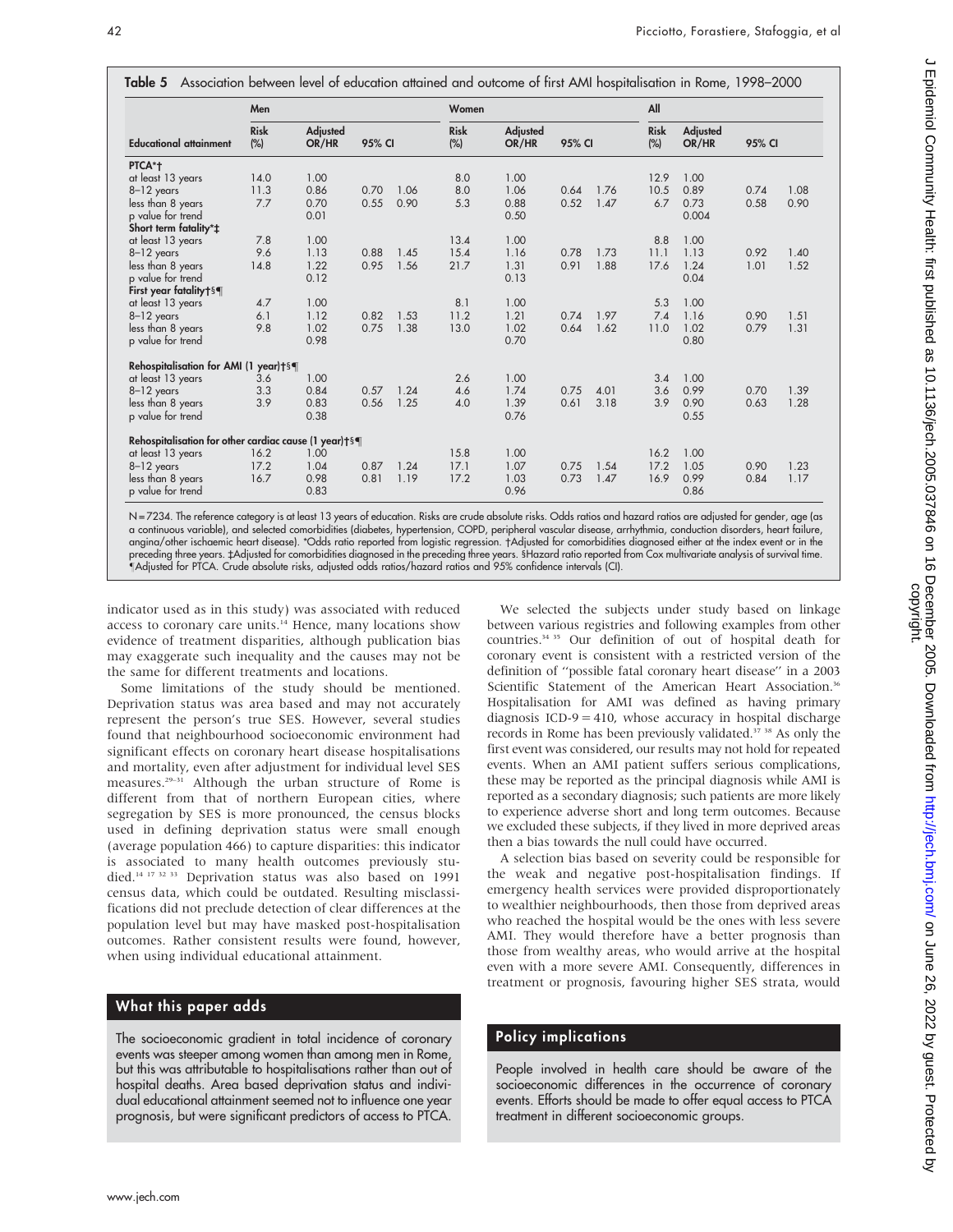**Table 5** Association between level of education attained and outcome of first AMI hospitalisation in Rome, 1998–2000

| Educational attainment | Men | | | | Women | | | | All | | | |
|---|---|---|---|---|---|---|---|---|---|---|---|---|
| | Risk (%) | Adjusted OR/HR | 95% CI | | Risk (%) | Adjusted OR/HR | 95% CI | | Risk (%) | Adjusted OR/HR | 95% CI | |
| **PTCA*†** | | | | | | | | | | | | |
| at least 13 years | 14.0 | 1.00 | | | 8.0 | 1.00 | | | 12.9 | 1.00 | | |
| 8–12 years | 11.3 | 0.86 | 0.70 | 1.06 | 8.0 | 1.06 | 0.64 | 1.76 | 10.5 | 0.89 | 0.74 | 1.08 |
| less than 8 years | 7.7 | 0.70 | 0.55 | 0.90 | 5.3 | 0.88 | 0.52 | 1.47 | 6.7 | 0.73 | 0.58 | 0.90 |
| p value for trend | | 0.01 | | | | 0.50 | | | | 0.004 | | |
| **Short term fatality*‡** | | | | | | | | | | | | |
| at least 13 years | 7.8 | 1.00 | | | 13.4 | 1.00 | | | 8.8 | 1.00 | | |
| 8–12 years | 9.6 | 1.13 | 0.88 | 1.45 | 15.4 | 1.16 | 0.78 | 1.73 | 11.1 | 1.13 | 0.92 | 1.40 |
| less than 8 years | 14.8 | 1.22 | 0.95 | 1.56 | 21.7 | 1.31 | 0.91 | 1.88 | 17.6 | 1.24 | 1.01 | 1.52 |
| p value for trend | | 0.12 | | | | 0.13 | | | | 0.04 | | |
| **First year fatality†§¶** | | | | | | | | | | | | |
| at least 13 years | 4.7 | 1.00 | | | 8.1 | 1.00 | | | 5.3 | 1.00 | | |
| 8–12 years | 6.1 | 1.12 | 0.82 | 1.53 | 11.2 | 1.21 | 0.74 | 1.97 | 7.4 | 1.16 | 0.90 | 1.51 |
| less than 8 years | 9.8 | 1.02 | 0.75 | 1.38 | 13.0 | 1.02 | 0.64 | 1.62 | 11.0 | 1.02 | 0.79 | 1.31 |
| p value for trend | | 0.98 | | | | 0.70 | | | | 0.80 | | |
| **Rehospitalisation for AMI (1 year)†§¶** | | | | | | | | | | | | |
| at least 13 years | 3.6 | 1.00 | | | 2.6 | 1.00 | | | 3.4 | 1.00 | | |
| 8–12 years | 3.3 | 0.84 | 0.57 | 1.24 | 4.6 | 1.74 | 0.75 | 4.01 | 3.6 | 0.99 | 0.70 | 1.39 |
| less than 8 years | 3.9 | 0.83 | 0.56 | 1.25 | 4.0 | 1.39 | 0.61 | 3.18 | 3.9 | 0.90 | 0.63 | 1.28 |
| p value for trend | | 0.38 | | | | 0.76 | | | | 0.55 | | |
| **Rehospitalisation for other cardiac cause (1 year)†§¶** | | | | | | | | | | | | |
| at least 13 years | 16.2 | 1.00 | | | 15.8 | 1.00 | | | 16.2 | 1.00 | | |
| 8–12 years | 17.2 | 1.04 | 0.87 | 1.24 | 17.1 | 1.07 | 0.75 | 1.54 | 17.2 | 1.05 | 0.90 | 1.23 |
| less than 8 years | 16.7 | 0.98 | 0.81 | 1.19 | 17.2 | 1.03 | 0.73 | 1.47 | 16.9 | 0.99 | 0.84 | 1.17 |
| p value for trend | | 0.83 | | | | 0.96 | | | | 0.86 | | |

N = 7234. The reference category is at least 13 years of education. Risks are crude absolute risks. Odds ratios and hazard ratios are adjusted for gender, age (as a continuous variable), and selected comorbidities (diabetes, hypertension, COPD, peripheral vascular disease, arrhythmia, conduction disorders, heart failure, angina/other ischaemic heart disease). *Odds ratio reported from logistic regression. †Adjusted for comorbidities diagnosed either at the index event or in the preceding three years. ‡Adjusted for comorbidities diagnosed in the preceding three years. §Hazard ratio reported from Cox multivariate analysis of survival time. ¶Adjusted for PTCA. Crude absolute risks, adjusted odds ratios/hazard ratios and 95% confidence intervals (CI).

indicator used as in this study) was associated with reduced access to coronary care units.[14] Hence, many locations show evidence of treatment disparities, although publication bias may exaggerate such inequality and the causes may not be the same for different treatments and locations.

Some limitations of the study should be mentioned. Deprivation status was area based and may not accurately represent the person's true SES. However, several studies found that neighbourhood socioeconomic environment had significant effects on coronary heart disease hospitalisations and mortality, even after adjustment for individual level SES measures.[29–31] Although the urban structure of Rome is different from that of northern European cities, where segregation by SES is more pronounced, the census blocks used in defining deprivation status were small enough (average population 466) to capture disparities: this indicator is associated to many health outcomes previously studied.[14 17 32 33] Deprivation status was also based on 1991 census data, which could be outdated. Resulting misclassifications did not preclude detection of clear differences at the population level but may have masked post-hospitalisation outcomes. Rather consistent results were found, however, when using individual educational attainment.

We selected the subjects under study based on linkage between various registries and following examples from other countries.[34 35] Our definition of out of hospital death for coronary event is consistent with a restricted version of the definition of "possible fatal coronary heart disease" in a 2003 Scientific Statement of the American Heart Association.[36] Hospitalisation for AMI was defined as having primary diagnosis ICD-9 = 410, whose accuracy in hospital discharge records in Rome has been previously validated.[37 38] As only the first event was considered, our results may not hold for repeated events. When an AMI patient suffers serious complications, these may be reported as the principal diagnosis while AMI is reported as a secondary diagnosis; such patients are more likely to experience adverse short and long term outcomes. Because we excluded these subjects, if they lived in more deprived areas then a bias towards the null could have occurred.

A selection bias based on severity could be responsible for the weak and negative post-hospitalisation findings. If emergency health services were provided disproportionately to wealthier neighbourhoods, then those from deprived areas who reached the hospital would be the ones with less severe AMI. They would therefore have a better prognosis than those from wealthy areas, who would arrive at the hospital even with a more severe AMI. Consequently, differences in treatment or prognosis, favouring higher SES strata, would

## What this paper adds

The socioeconomic gradient in total incidence of coronary events was steeper among women than among men in Rome, but this was attributable to hospitalisations rather than out of hospital deaths. Area based deprivation status and individual educational attainment seemed not to influence one year prognosis, but were significant predictors of access to PTCA.

## Policy implications

People involved in health care should be aware of the socioeconomic differences in the occurrence of coronary events. Efforts should be made to offer equal access to PTCA treatment in different socioeconomic groups.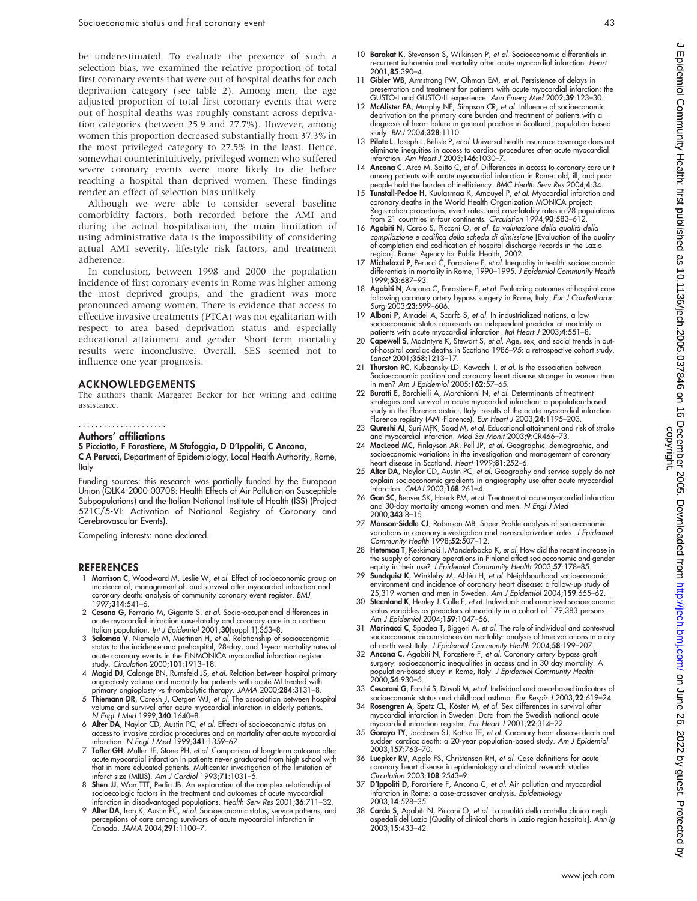be underestimated. To evaluate the presence of such a selection bias, we examined the relative proportion of total first coronary events that were out of hospital deaths for each deprivation category (see table 2). Among men, the age adjusted proportion of total first coronary events that were out of hospital deaths was roughly constant across deprivation categories (between 25.9 and 27.7%). However, among women this proportion decreased substantially from 37.3% in the most privileged category to 27.5% in the least. Hence, somewhat counterintuitively, privileged women who suffered severe coronary events were more likely to die before reaching a hospital than deprived women. These findings render an effect of selection bias unlikely.

Although we were able to consider several baseline comorbidity factors, both recorded before the AMI and during the actual hospitalisation, the main limitation of using administrative data is the impossibility of considering actual AMI severity, lifestyle risk factors, and treatment adherence.

In conclusion, between 1998 and 2000 the population incidence of first coronary events in Rome was higher among the most deprived groups, and the gradient was more pronounced among women. There is evidence that access to effective invasive treatments (PTCA) was not egalitarian with respect to area based deprivation status and especially educational attainment and gender. Short term mortality results were inconclusive. Overall, SES seemed not to influence one year prognosis.

## ACKNOWLEDGEMENTS

The authors thank Margaret Becker for her writing and editing assistance.

### Authors' affiliations

**S Picciotto, F Forastiere, M Stafoggia, D D'Ippoliti, C Ancona, C A Perucci,** Department of Epidemiology, Local Health Authority, Rome, Italy

Funding sources: this research was partially funded by the European Union (QLK4-2000-00708: Health Effects of Air Pollution on Susceptible Subpopulations) and the Italian National Institute of Health (ISS) (Project 521C/5-VI: Activation of National Registry of Coronary and Cerebrovascular Events).

Competing interests: none declared.

## REFERENCES

1. **Morrison C**, Woodward M, Leslie W, *et al.* Effect of socioeconomic group on incidence of, management of, and survival after myocardial infarction and coronary death: analysis of community coronary event register. *BMJ* 1997;**314**:541–6.
2. **Cesana G**, Ferrario M, Gigante S, *et al.* Socio-occupational differences in acute myocardial infarction case-fatality and coronary care in a northern Italian population. *Int J Epidemiol* 2001;**30**(suppl 1):S53–8.
3. **Salomaa V**, Niemela M, Miettinen H, *et al.* Relationship of socioeconomic status to the incidence and prehospital, 28-day, and 1-year mortality rates of acute coronary events in the FINMONICA myocardial infarction register study. *Circulation* 2000;**101**:1913–18.
4. **Magid DJ**, Calonge BN, Rumsfeld JS, *et al.* Relation between hospital primary angioplasty volume and mortality for patients with acute MI treated with primary angioplasty vs thrombolytic therapy. *JAMA* 2000;**284**:3131–8.
5. **Thiemann DR**, Coresh J, Oetgen WJ, *et al.* The association between hospital volume and survival after acute myocardial infarction in elderly patients. *N Engl J Med* 1999;**340**:1640–8.
6. **Alter DA**, Naylor CD, Austin PC, *et al.* Effects of socioeconomic status on access to invasive cardiac procedures and on mortality after acute myocardial infarction. *N Engl J Med* 1999;**341**:1359–67.
7. **Tofler GH**, Muller JE, Stone PH, *et al.* Comparison of long-term outcome after acute myocardial infarction in patients never graduated from high school with that in more educated patients. Multicenter investigation of the limitation of infarct size (MILIS). *Am J Cardiol* 1993;**71**:1031–5.
8. **Shen JJ**, Wan TTT, Perlin JB. An exploration of the complex relationship of socioecologic factors in the treatment and outcomes of acute myocardial infarction in disadvantaged populations. *Health Serv Res* 2001;**36**:711–32.
9. **Alter DA**, Iron K, Austin PC, *et al.* Socioeconomic status, service patterns, and perceptions of care among survivors of acute myocardial infarction in Canada. *JAMA* 2004;**291**:1100–7.
10. **Barakat K**, Stevenson S, Wilkinson P, *et al.* Socioeconomic differentials in recurrent ischaemia and mortality after acute myocardial infarction. *Heart* 2001;**85**:390–4.
11. **Gibler WB**, Armstrong PW, Ohman EM, *et al.* Persistence of delays in presentation and treatment for patients with acute myocardial infarction: the GUSTO-I and GUSTO-III experience. *Ann Emerg Med* 2002;**39**:123–30.
12. **McAlister FA**, Murphy NF, Simpson CR, *et al.* Influence of socioeconomic deprivation on the primary care burden and treatment of patients with a diagnosis of heart failure in general practice in Scotland: population based study. *BMJ* 2004;**328**:1110.
13. **Pilote L**, Joseph L, Bélisle P, *et al.* Universal health insurance coverage does not eliminate inequities in access to cardiac procedures after acute myocardial infarction. *Am Heart J* 2003;**146**:1030–7.
14. **Ancona C**, Arcà M, Saitto C, *et al.* Differences in access to coronary care unit among patients with acute myocardial infarction in Rome: old, ill, and poor people hold the burden of inefficiency. *BMC Health Serv Res* 2004;**4**:34.
15. **Tunstall-Pedoe H**, Kuulasmaa K, Amouyel P, *et al.* Myocardial infarction and coronary deaths in the World Health Organization MONICA project: Registration procedures, event rates, and case-fatality rates in 28 populations from 21 countries in four continents. *Circulation* 1994;**90**:583–612.
16. **Agabiti N**, Cardo S, Picconi O, *et al.* *La valutazione della qualità della compilazione e codifica della scheda di dimissione* [Evaluation of the quality of completion and codification of hospital discharge records in the Lazio region]. Rome: Agency for Public Health, 2002.
17. **Michelozzi P**, Perucci C, Forastiere F, *et al.* Inequality in health: socioeconomic differentials in mortality in Rome, 1990–1995. *J Epidemiol Community Health* 1999;**53**:687–93.
18. **Agabiti N**, Ancona C, Forastiere F, *et al.* Evaluating outcomes of hospital care following coronary artery bypass surgery in Rome, Italy. *Eur J Cardiothorac Surg* 2003;**23**:599–606.
19. **Alboni P**, Amadei A, Scarfò S, *et al.* In industrialized nations, a low socioeconomic status represents an independent predictor of mortality in patients with acute myocardial infarction. *Ital Heart J* 2003;**4**:551–8.
20. **Capewell S**, MacIntyre K, Stewart S, *et al.* Age, sex, and social trends in out-of-hospital cardiac deaths in Scotland 1986–95: a retrospective cohort study. *Lancet* 2001;**358**:1213–17.
21. **Thurston RC**, Kubzansky LD, Kawachi I, *et al.* Is the association between Socioeconomic position and coronary heart disease stronger in women than in men? *Am J Epidemiol* 2005;**162**:57–65.
22. **Buratti E**, Barchielli A, Marchionni N, *et al.* Determinants of treatment strategies and survival in acute myocardial infarction: a population-based study in the Florence district, Italy: results of the acute myocardial infarction Florence registry (AMI-Florence). *Eur Heart J* 2003;**24**:1195–203.
23. **Qureshi AI**, Suri MFK, Saad M, *et al.* Educational attainment and risk of stroke and myocardial infarction. *Med Sci Monit* 2003;**9**:CR466–73.
24. **MacLeod MC**, Finlayson AR, Pell JP, *et al.* Geographic, demographic, and socioeconomic variations in the investigation and management of coronary heart disease in Scotland. *Heart* 1999;**81**:252–6.
25. **Alter DA**, Naylor CD, Austin PC, *et al.* Geography and service supply do not explain socioeconomic gradients in angiography use after acute myocardial infarction. *CMAJ* 2003;**168**:261–4.
26. **Gan SC**, Beaver SK, Houck PM, *et al.* Treatment of acute myocardial infarction and 30-day mortality among women and men. *N Engl J Med* 2000;**343**:8–15.
27. **Manson-Siddle CJ**, Robinson MB. Super Profile analysis of socioeconomic variations in coronary investigation and revascularization rates. *J Epidemiol Community Health* 1998;**52**:507–12.
28. **Hetemaa T**, Keskimaki I, Manderbacka K, *et al.* How did the recent increase in the supply of coronary operations in Finland affect socioeconomic and gender equity in their use? *J Epidemiol Community Health* 2003;**57**:178–85.
29. **Sundquist K**, Winkleby M, Ahlén H, *et al.* Neighbourhood socioeconomic environment and incidence of coronary heart disease: a follow-up study of 25,319 women and men in Sweden. *Am J Epidemiol* 2004;**159**:655–62.
30. **Steenland K**, Henley J, Calle E, *et al.* Individual- and area-level socioeconomic status variables as predictors of mortality in a cohort of 179,383 persons. *Am J Epidemiol* 2004;**159**:1047–56.
31. **Marinacci C**, Spadea T, Biggeri A, *et al.* The role of individual and contextual socioeconomic circumstances on mortality: analysis of time variations in a city of north west Italy. *J Epidemiol Community Health* 2004;**58**:199–207.
32. **Ancona C**, Agabiti N, Forastiere F, *et al.* Coronary artery bypass graft surgery: socioeconomic inequalities in access and in 30 day mortality. A population-based study in Rome, Italy. *J Epidemiol Community Health* 2000;**54**:930–5.
33. **Cesaroni G**, Farchi S, Davoli M, *et al.* Individual and area-based indicators of socioeconomic status and childhood asthma. *Eur Respir J* 2003;**22**:619–24.
34. **Rosengren A**, Spetz CL, Köster M, *et al.* Sex differences in survival after myocardial infarction in Sweden. Data from the Swedish national acute myocardial infarction register. *Eur Heart J* 2001;**22**:314–22.
35. **Goraya TY**, Jacobsen SJ, Kottke TE, *et al.* Coronary heart disease death and sudden cardiac death: a 20-year population-based study. *Am J Epidemiol* 2003;**157**:763–70.
36. **Luepker RV**, Apple FS, Christenson RH, *et al.* Case definitions for acute coronary heart disease in epidemiology and clinical research studies. *Circulation* 2003;**108**:2543–9.
37. **D'Ippoliti D**, Forastiere F, Ancona C, *et al.* Air pollution and myocardial infarction in Rome: a case-crossover analysis. *Epidemiology* 2003;**14**:528–35.
38. **Cardo S**, Agabiti N, Picconi O, *et al.* La qualità della cartella clinica negli ospedali del Lazio [Quality of clinical charts in Lazio region hospitals]. *Ann Ig* 2003;**15**:433–42.